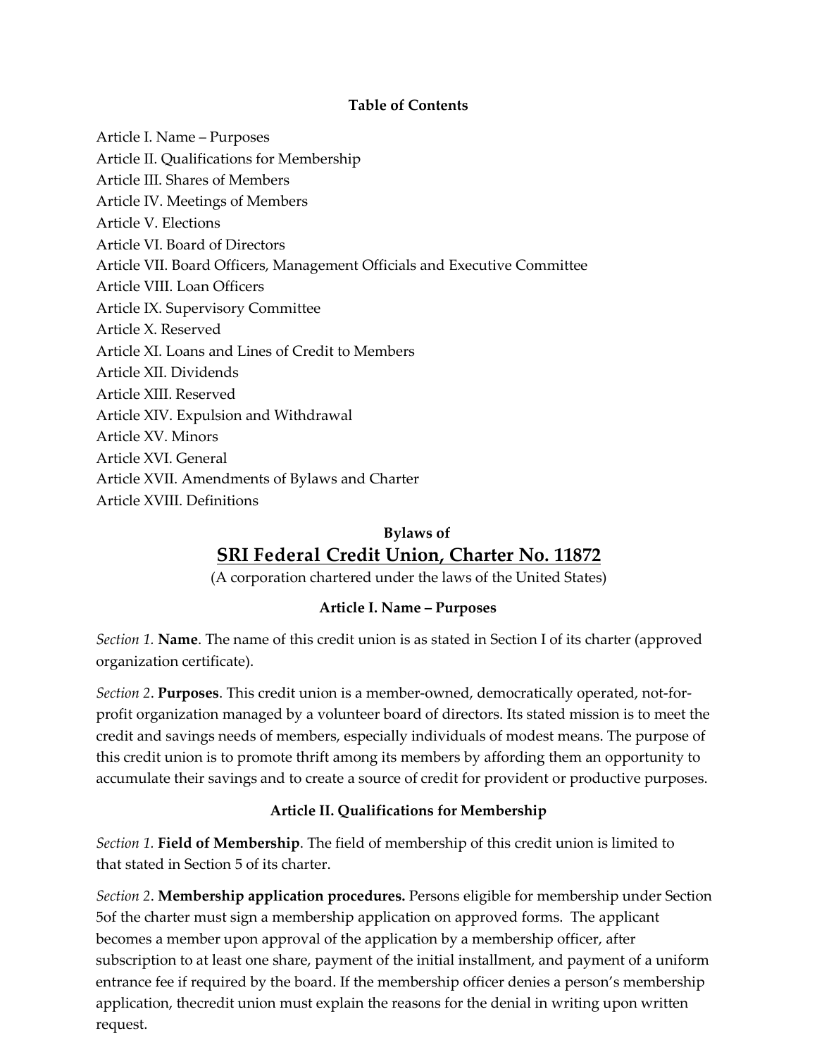**Table of Contents**

Article I. Name – Purposes
Article II. Qualifications for Membership
Article III. Shares of Members
Article IV. Meetings of Members
Article V. Elections
Article VI. Board of Directors
Article VII. Board Officers, Management Officials and Executive Committee
Article VIII. Loan Officers
Article IX. Supervisory Committee
Article X. Reserved
Article XI. Loans and Lines of Credit to Members
Article XII. Dividends
Article XIII. Reserved
Article XIV. Expulsion and Withdrawal
Article XV. Minors
Article XVI. General
Article XVII. Amendments of Bylaws and Charter
Article XVIII. Definitions

# Bylaws of
# SRI Federal Credit Union, Charter No. 11872

(A corporation chartered under the laws of the United States)

## Article I. Name – Purposes

*Section 1.* **Name**. The name of this credit union is as stated in Section I of its charter (approved organization certificate).

*Section 2*. **Purposes**. This credit union is a member-owned, democratically operated, not-for-profit organization managed by a volunteer board of directors. Its stated mission is to meet the credit and savings needs of members, especially individuals of modest means. The purpose of this credit union is to promote thrift among its members by affording them an opportunity to accumulate their savings and to create a source of credit for provident or productive purposes.

## Article II. Qualifications for Membership

*Section 1.* **Field of Membership**. The field of membership of this credit union is limited to that stated in Section 5 of its charter.

*Section 2*. **Membership application procedures.** Persons eligible for membership under Section 5of the charter must sign a membership application on approved forms. The applicant becomes a member upon approval of the application by a membership officer, after subscription to at least one share, payment of the initial installment, and payment of a uniform entrance fee if required by the board. If the membership officer denies a person's membership application, thecredit union must explain the reasons for the denial in writing upon written request.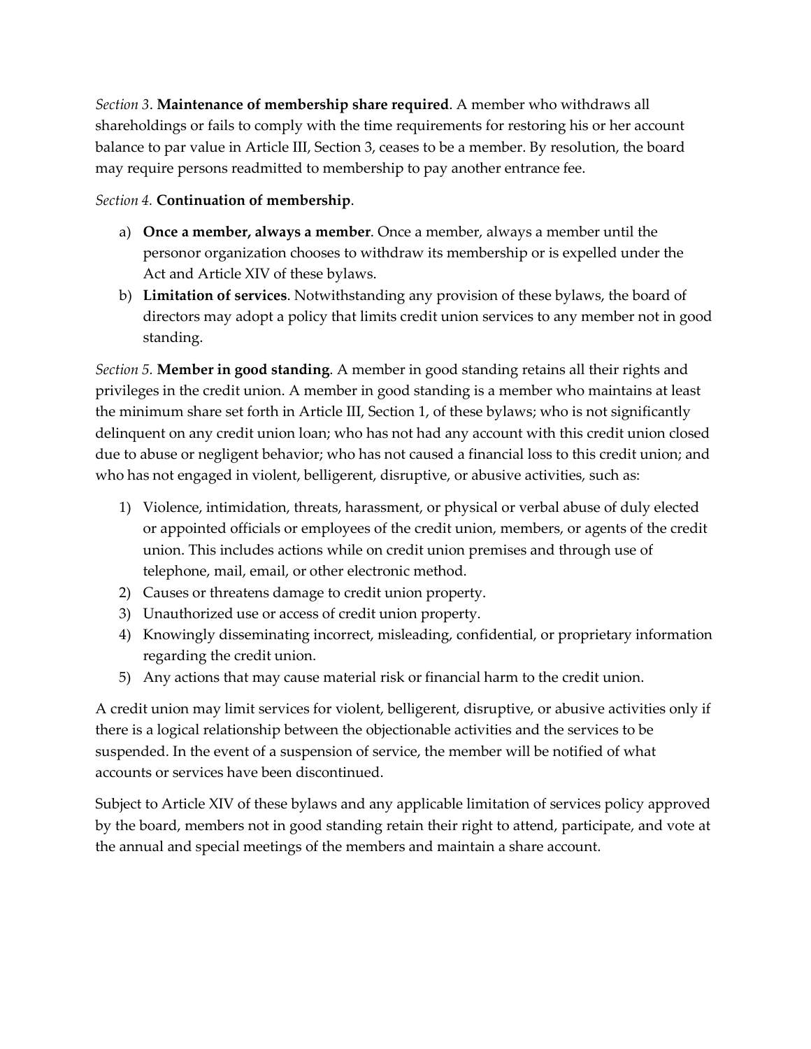*Section 3*. **Maintenance of membership share required**. A member who withdraws all shareholdings or fails to comply with the time requirements for restoring his or her account balance to par value in Article III, Section 3, ceases to be a member. By resolution, the board may require persons readmitted to membership to pay another entrance fee.

*Section 4.* **Continuation of membership**.

a) **Once a member, always a member**. Once a member, always a member until the personor organization chooses to withdraw its membership or is expelled under the Act and Article XIV of these bylaws.
b) **Limitation of services**. Notwithstanding any provision of these bylaws, the board of directors may adopt a policy that limits credit union services to any member not in good standing.

*Section 5.* **Member in good standing**. A member in good standing retains all their rights and privileges in the credit union. A member in good standing is a member who maintains at least the minimum share set forth in Article III, Section 1, of these bylaws; who is not significantly delinquent on any credit union loan; who has not had any account with this credit union closed due to abuse or negligent behavior; who has not caused a financial loss to this credit union; and who has not engaged in violent, belligerent, disruptive, or abusive activities, such as:

1) Violence, intimidation, threats, harassment, or physical or verbal abuse of duly elected or appointed officials or employees of the credit union, members, or agents of the credit union. This includes actions while on credit union premises and through use of telephone, mail, email, or other electronic method.
2) Causes or threatens damage to credit union property.
3) Unauthorized use or access of credit union property.
4) Knowingly disseminating incorrect, misleading, confidential, or proprietary information regarding the credit union.
5) Any actions that may cause material risk or financial harm to the credit union.

A credit union may limit services for violent, belligerent, disruptive, or abusive activities only if there is a logical relationship between the objectionable activities and the services to be suspended. In the event of a suspension of service, the member will be notified of what accounts or services have been discontinued.

Subject to Article XIV of these bylaws and any applicable limitation of services policy approved by the board, members not in good standing retain their right to attend, participate, and vote at the annual and special meetings of the members and maintain a share account.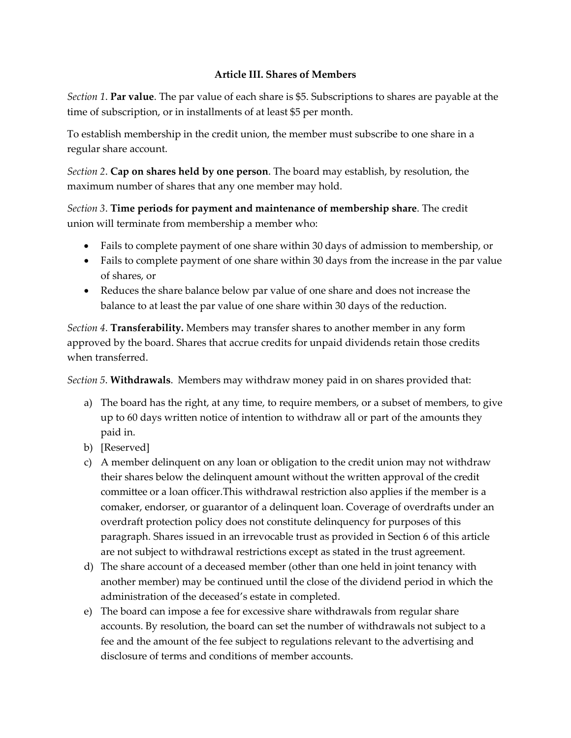### Article III. Shares of Members

*Section 1*. **Par value**. The par value of each share is $5. Subscriptions to shares are payable at the time of subscription, or in installments of at least $5 per month.

To establish membership in the credit union, the member must subscribe to one share in a regular share account.

*Section 2*. **Cap on shares held by one person**. The board may establish, by resolution, the maximum number of shares that any one member may hold.

*Section 3*. **Time periods for payment and maintenance of membership share**. The credit union will terminate from membership a member who:

- Fails to complete payment of one share within 30 days of admission to membership, or
- Fails to complete payment of one share within 30 days from the increase in the par value of shares, or
- Reduces the share balance below par value of one share and does not increase the balance to at least the par value of one share within 30 days of the reduction.

*Section 4*. **Transferability.** Members may transfer shares to another member in any form approved by the board. Shares that accrue credits for unpaid dividends retain those credits when transferred.

*Section 5*. **Withdrawals**. Members may withdraw money paid in on shares provided that:

a) The board has the right, at any time, to require members, or a subset of members, to give up to 60 days written notice of intention to withdraw all or part of the amounts they paid in.
b) [Reserved]
c) A member delinquent on any loan or obligation to the credit union may not withdraw their shares below the delinquent amount without the written approval of the credit committee or a loan officer.This withdrawal restriction also applies if the member is a comaker, endorser, or guarantor of a delinquent loan. Coverage of overdrafts under an overdraft protection policy does not constitute delinquency for purposes of this paragraph. Shares issued in an irrevocable trust as provided in Section 6 of this article are not subject to withdrawal restrictions except as stated in the trust agreement.
d) The share account of a deceased member (other than one held in joint tenancy with another member) may be continued until the close of the dividend period in which the administration of the deceased's estate in completed.
e) The board can impose a fee for excessive share withdrawals from regular share accounts. By resolution, the board can set the number of withdrawals not subject to a fee and the amount of the fee subject to regulations relevant to the advertising and disclosure of terms and conditions of member accounts.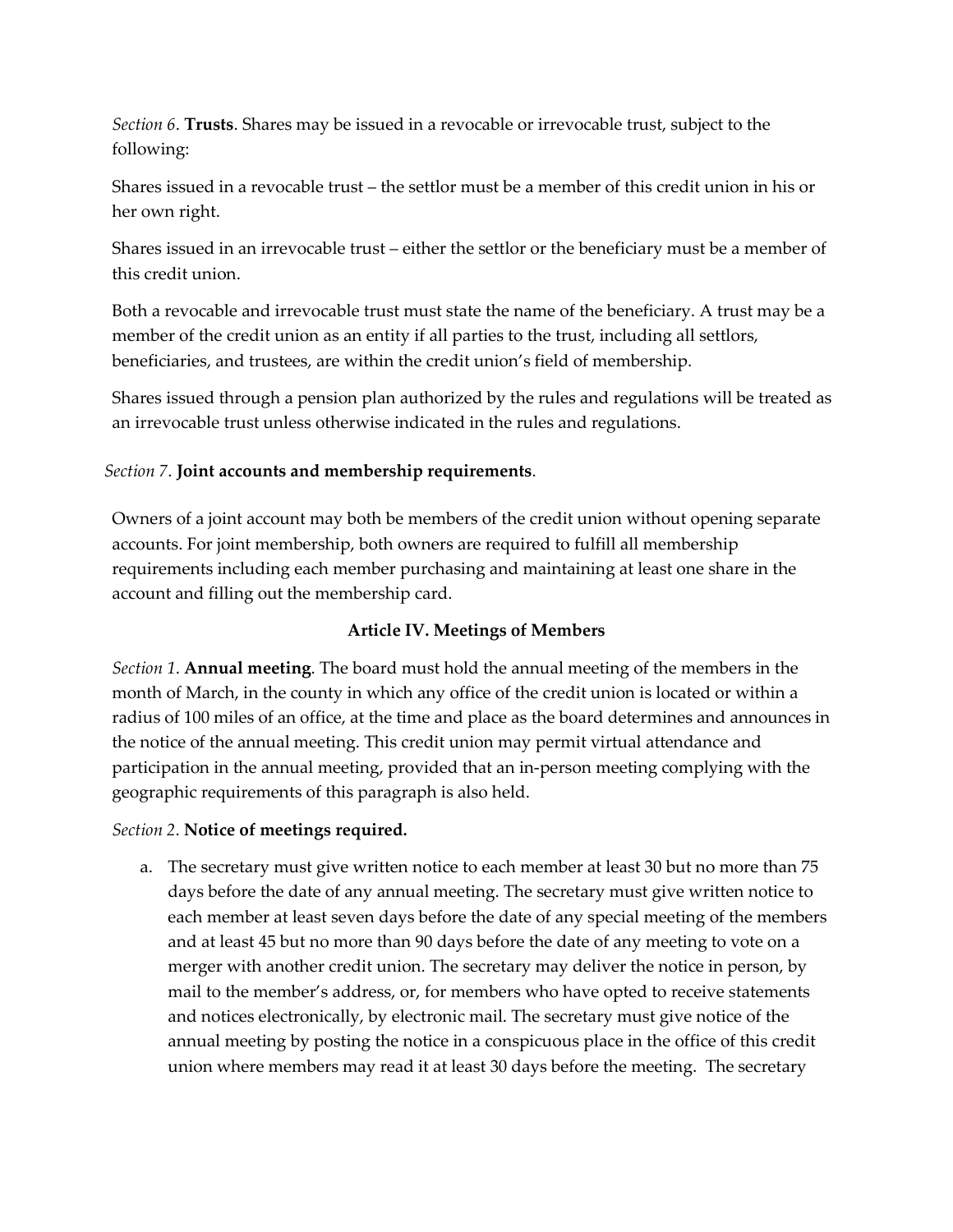*Section 6*. **Trusts**. Shares may be issued in a revocable or irrevocable trust, subject to the following:

Shares issued in a revocable trust – the settlor must be a member of this credit union in his or her own right.

Shares issued in an irrevocable trust – either the settlor or the beneficiary must be a member of this credit union.

Both a revocable and irrevocable trust must state the name of the beneficiary. A trust may be a member of the credit union as an entity if all parties to the trust, including all settlors, beneficiaries, and trustees, are within the credit union's field of membership.

Shares issued through a pension plan authorized by the rules and regulations will be treated as an irrevocable trust unless otherwise indicated in the rules and regulations.

*Section 7*. **Joint accounts and membership requirements**.

Owners of a joint account may both be members of the credit union without opening separate accounts. For joint membership, both owners are required to fulfill all membership requirements including each member purchasing and maintaining at least one share in the account and filling out the membership card.

## Article IV. Meetings of Members

*Section 1*. **Annual meeting**. The board must hold the annual meeting of the members in the month of March, in the county in which any office of the credit union is located or within a radius of 100 miles of an office, at the time and place as the board determines and announces in the notice of the annual meeting. This credit union may permit virtual attendance and participation in the annual meeting, provided that an in-person meeting complying with the geographic requirements of this paragraph is also held.

*Section 2*. **Notice of meetings required.**

a. The secretary must give written notice to each member at least 30 but no more than 75 days before the date of any annual meeting. The secretary must give written notice to each member at least seven days before the date of any special meeting of the members and at least 45 but no more than 90 days before the date of any meeting to vote on a merger with another credit union. The secretary may deliver the notice in person, by mail to the member's address, or, for members who have opted to receive statements and notices electronically, by electronic mail. The secretary must give notice of the annual meeting by posting the notice in a conspicuous place in the office of this credit union where members may read it at least 30 days before the meeting. The secretary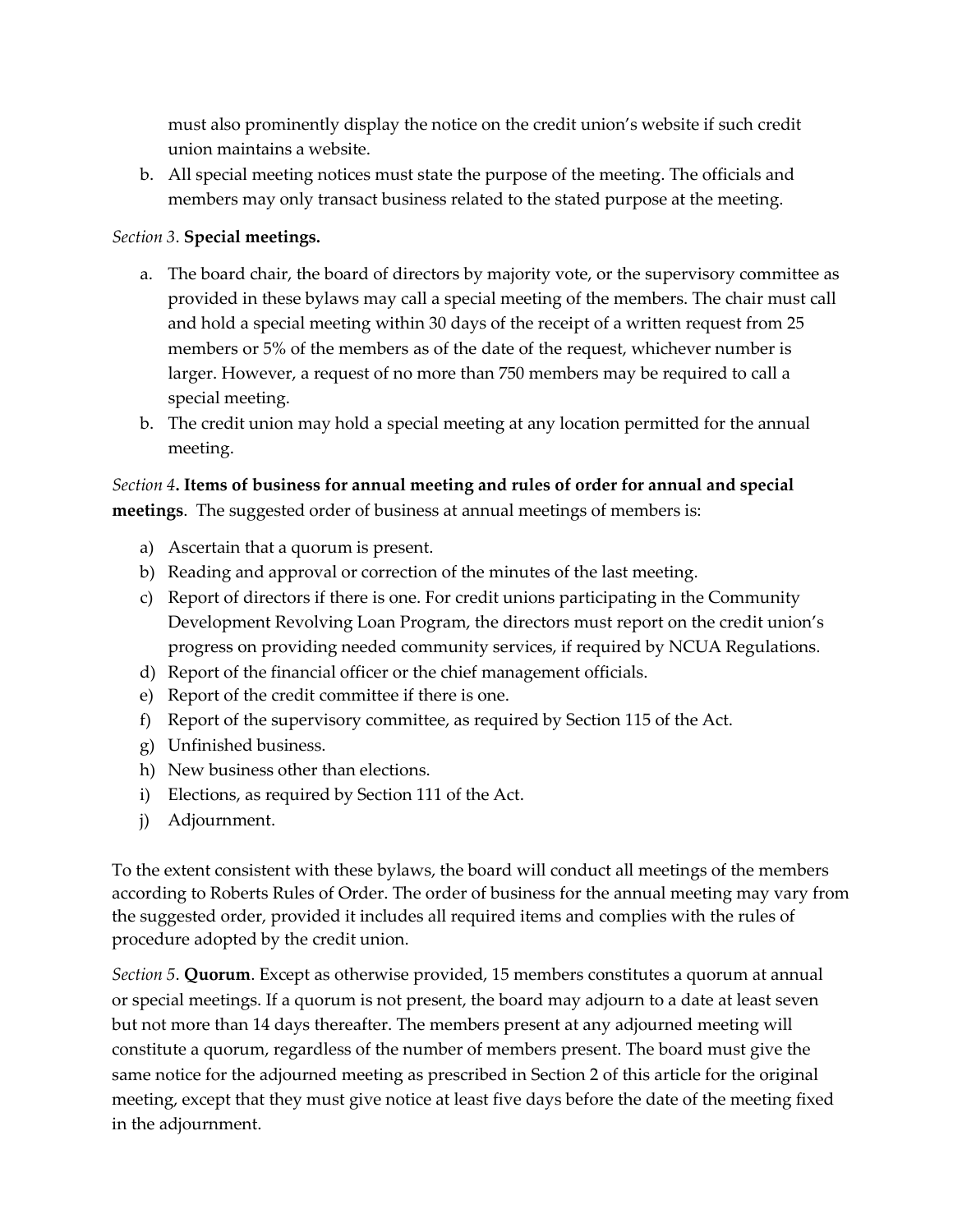must also prominently display the notice on the credit union's website if such credit union maintains a website.

b. All special meeting notices must state the purpose of the meeting. The officials and members may only transact business related to the stated purpose at the meeting.

*Section 3.* **Special meetings.**

a. The board chair, the board of directors by majority vote, or the supervisory committee as provided in these bylaws may call a special meeting of the members. The chair must call and hold a special meeting within 30 days of the receipt of a written request from 25 members or 5% of the members as of the date of the request, whichever number is larger. However, a request of no more than 750 members may be required to call a special meeting.
b. The credit union may hold a special meeting at any location permitted for the annual meeting.

*Section 4***. Items of business for annual meeting and rules of order for annual and special meetings**. The suggested order of business at annual meetings of members is:

a) Ascertain that a quorum is present.
b) Reading and approval or correction of the minutes of the last meeting.
c) Report of directors if there is one. For credit unions participating in the Community Development Revolving Loan Program, the directors must report on the credit union's progress on providing needed community services, if required by NCUA Regulations.
d) Report of the financial officer or the chief management officials.
e) Report of the credit committee if there is one.
f) Report of the supervisory committee, as required by Section 115 of the Act.
g) Unfinished business.
h) New business other than elections.
i) Elections, as required by Section 111 of the Act.
j) Adjournment.

To the extent consistent with these bylaws, the board will conduct all meetings of the members according to Roberts Rules of Order. The order of business for the annual meeting may vary from the suggested order, provided it includes all required items and complies with the rules of procedure adopted by the credit union.

*Section 5*. **Quorum**. Except as otherwise provided, 15 members constitutes a quorum at annual or special meetings. If a quorum is not present, the board may adjourn to a date at least seven but not more than 14 days thereafter. The members present at any adjourned meeting will constitute a quorum, regardless of the number of members present. The board must give the same notice for the adjourned meeting as prescribed in Section 2 of this article for the original meeting, except that they must give notice at least five days before the date of the meeting fixed in the adjournment.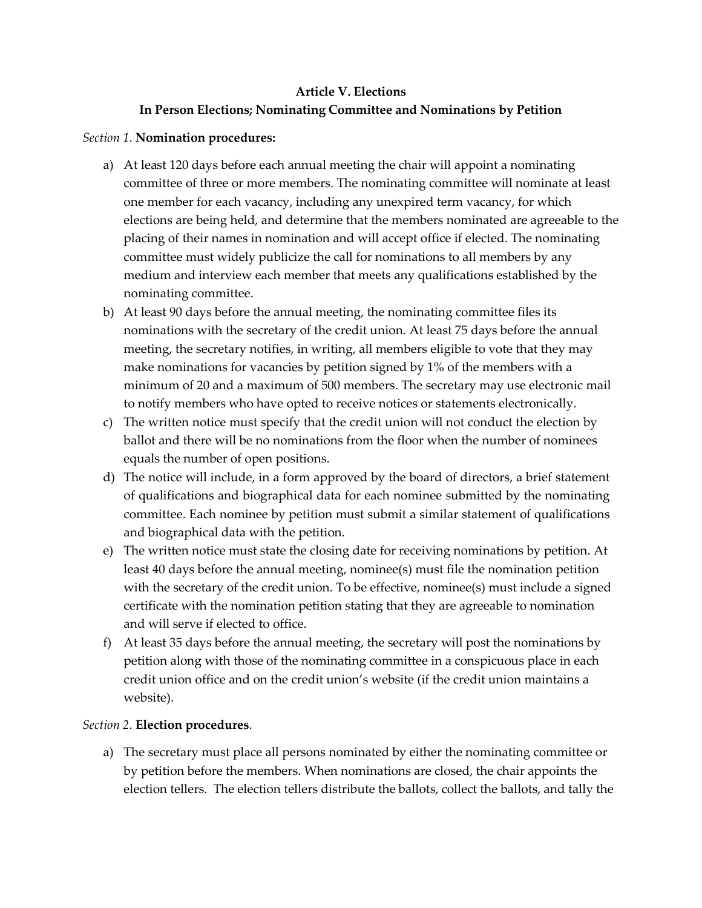## Article V. Elections

### In Person Elections; Nominating Committee and Nominations by Petition

*Section 1.* **Nomination procedures:**

a) At least 120 days before each annual meeting the chair will appoint a nominating committee of three or more members. The nominating committee will nominate at least one member for each vacancy, including any unexpired term vacancy, for which elections are being held, and determine that the members nominated are agreeable to the placing of their names in nomination and will accept office if elected. The nominating committee must widely publicize the call for nominations to all members by any medium and interview each member that meets any qualifications established by the nominating committee.

b) At least 90 days before the annual meeting, the nominating committee files its nominations with the secretary of the credit union. At least 75 days before the annual meeting, the secretary notifies, in writing, all members eligible to vote that they may make nominations for vacancies by petition signed by 1% of the members with a minimum of 20 and a maximum of 500 members. The secretary may use electronic mail to notify members who have opted to receive notices or statements electronically.

c) The written notice must specify that the credit union will not conduct the election by ballot and there will be no nominations from the floor when the number of nominees equals the number of open positions.

d) The notice will include, in a form approved by the board of directors, a brief statement of qualifications and biographical data for each nominee submitted by the nominating committee. Each nominee by petition must submit a similar statement of qualifications and biographical data with the petition.

e) The written notice must state the closing date for receiving nominations by petition. At least 40 days before the annual meeting, nominee(s) must file the nomination petition with the secretary of the credit union. To be effective, nominee(s) must include a signed certificate with the nomination petition stating that they are agreeable to nomination and will serve if elected to office.

f) At least 35 days before the annual meeting, the secretary will post the nominations by petition along with those of the nominating committee in a conspicuous place in each credit union office and on the credit union's website (if the credit union maintains a website).

*Section 2*. **Election procedures**.

a) The secretary must place all persons nominated by either the nominating committee or by petition before the members. When nominations are closed, the chair appoints the election tellers. The election tellers distribute the ballots, collect the ballots, and tally the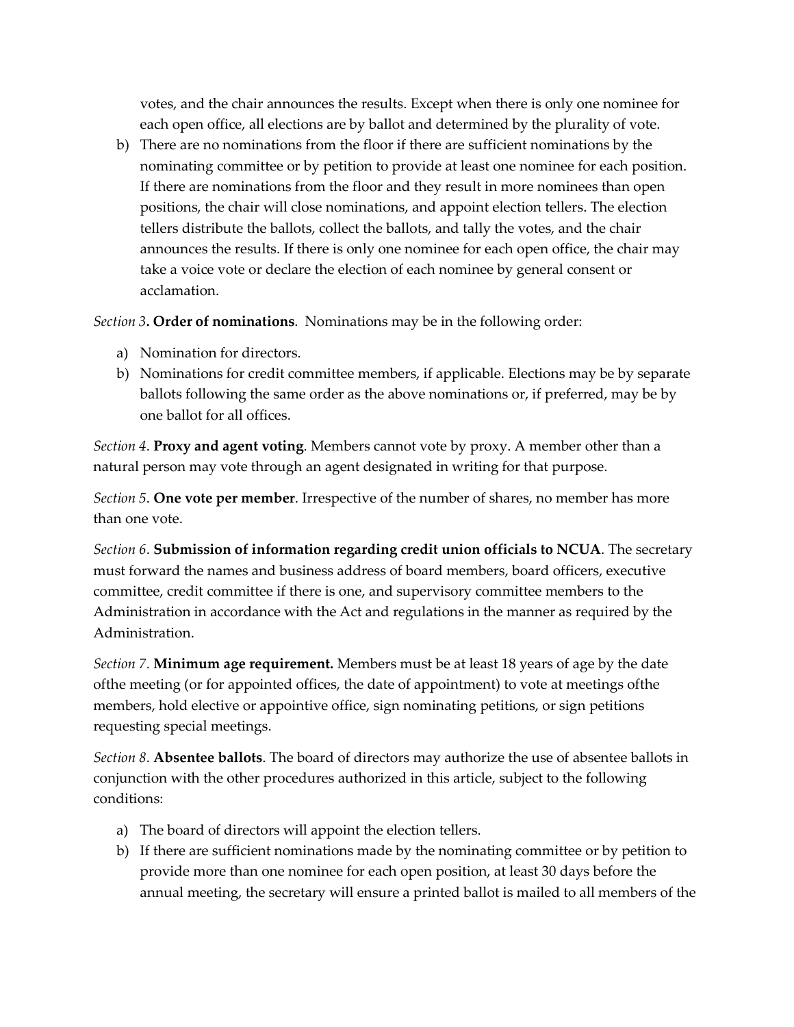votes, and the chair announces the results. Except when there is only one nominee for each open office, all elections are by ballot and determined by the plurality of vote.

b) There are no nominations from the floor if there are sufficient nominations by the nominating committee or by petition to provide at least one nominee for each position. If there are nominations from the floor and they result in more nominees than open positions, the chair will close nominations, and appoint election tellers. The election tellers distribute the ballots, collect the ballots, and tally the votes, and the chair announces the results. If there is only one nominee for each open office, the chair may take a voice vote or declare the election of each nominee by general consent or acclamation.

*Section 3*. **Order of nominations**. Nominations may be in the following order:

a) Nomination for directors.
b) Nominations for credit committee members, if applicable. Elections may be by separate ballots following the same order as the above nominations or, if preferred, may be by one ballot for all offices.

*Section 4*. **Proxy and agent voting**. Members cannot vote by proxy. A member other than a natural person may vote through an agent designated in writing for that purpose.

*Section 5*. **One vote per member**. Irrespective of the number of shares, no member has more than one vote.

*Section 6*. **Submission of information regarding credit union officials to NCUA**. The secretary must forward the names and business address of board members, board officers, executive committee, credit committee if there is one, and supervisory committee members to the Administration in accordance with the Act and regulations in the manner as required by the Administration.

*Section 7*. **Minimum age requirement.** Members must be at least 18 years of age by the date ofthe meeting (or for appointed offices, the date of appointment) to vote at meetings ofthe members, hold elective or appointive office, sign nominating petitions, or sign petitions requesting special meetings.

*Section 8*. **Absentee ballots**. The board of directors may authorize the use of absentee ballots in conjunction with the other procedures authorized in this article, subject to the following conditions:

a) The board of directors will appoint the election tellers.
b) If there are sufficient nominations made by the nominating committee or by petition to provide more than one nominee for each open position, at least 30 days before the annual meeting, the secretary will ensure a printed ballot is mailed to all members of the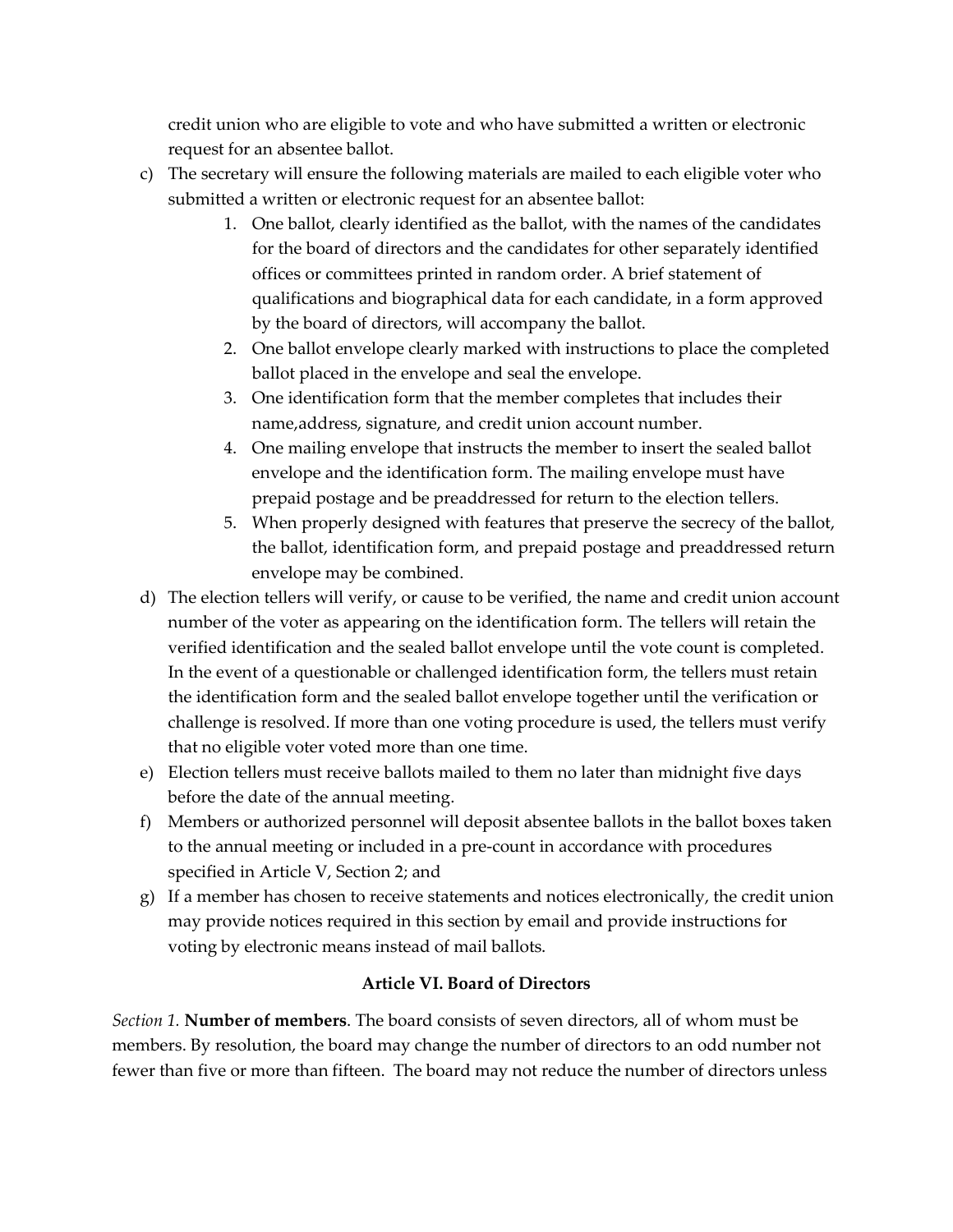credit union who are eligible to vote and who have submitted a written or electronic request for an absentee ballot.

c) The secretary will ensure the following materials are mailed to each eligible voter who submitted a written or electronic request for an absentee ballot:
   1. One ballot, clearly identified as the ballot, with the names of the candidates for the board of directors and the candidates for other separately identified offices or committees printed in random order. A brief statement of qualifications and biographical data for each candidate, in a form approved by the board of directors, will accompany the ballot.
   2. One ballot envelope clearly marked with instructions to place the completed ballot placed in the envelope and seal the envelope.
   3. One identification form that the member completes that includes their name,address, signature, and credit union account number.
   4. One mailing envelope that instructs the member to insert the sealed ballot envelope and the identification form. The mailing envelope must have prepaid postage and be preaddressed for return to the election tellers.
   5. When properly designed with features that preserve the secrecy of the ballot, the ballot, identification form, and prepaid postage and preaddressed return envelope may be combined.

d) The election tellers will verify, or cause to be verified, the name and credit union account number of the voter as appearing on the identification form. The tellers will retain the verified identification and the sealed ballot envelope until the vote count is completed. In the event of a questionable or challenged identification form, the tellers must retain the identification form and the sealed ballot envelope together until the verification or challenge is resolved. If more than one voting procedure is used, the tellers must verify that no eligible voter voted more than one time.

e) Election tellers must receive ballots mailed to them no later than midnight five days before the date of the annual meeting.

f) Members or authorized personnel will deposit absentee ballots in the ballot boxes taken to the annual meeting or included in a pre-count in accordance with procedures specified in Article V, Section 2; and

g) If a member has chosen to receive statements and notices electronically, the credit union may provide notices required in this section by email and provide instructions for voting by electronic means instead of mail ballots.

## Article VI. Board of Directors

*Section 1.* **Number of members**. The board consists of seven directors, all of whom must be members. By resolution, the board may change the number of directors to an odd number not fewer than five or more than fifteen. The board may not reduce the number of directors unless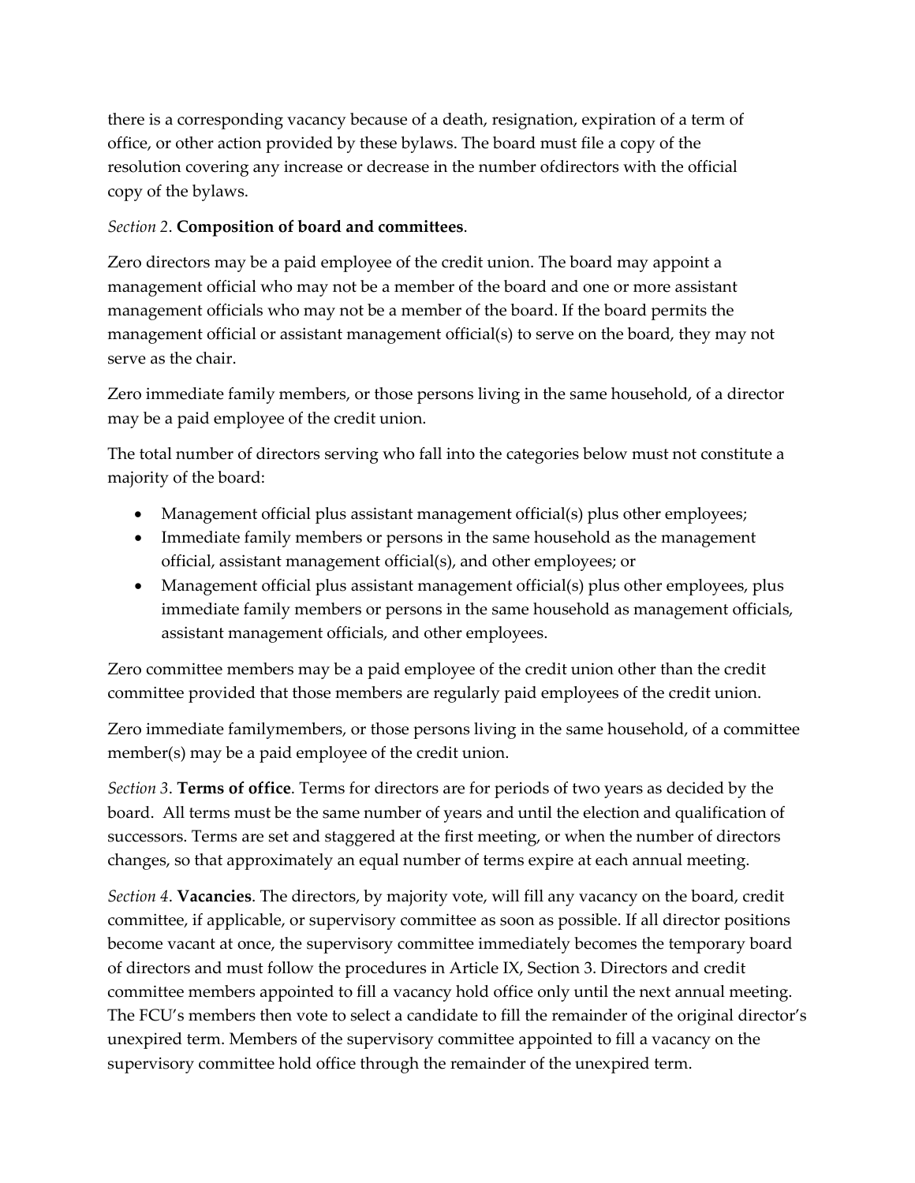there is a corresponding vacancy because of a death, resignation, expiration of a term of office, or other action provided by these bylaws. The board must file a copy of the resolution covering any increase or decrease in the number ofdirectors with the official copy of the bylaws.

*Section 2*. **Composition of board and committees**.

Zero directors may be a paid employee of the credit union. The board may appoint a management official who may not be a member of the board and one or more assistant management officials who may not be a member of the board. If the board permits the management official or assistant management official(s) to serve on the board, they may not serve as the chair.

Zero immediate family members, or those persons living in the same household, of a director may be a paid employee of the credit union.

The total number of directors serving who fall into the categories below must not constitute a majority of the board:

- Management official plus assistant management official(s) plus other employees;
- Immediate family members or persons in the same household as the management official, assistant management official(s), and other employees; or
- Management official plus assistant management official(s) plus other employees, plus immediate family members or persons in the same household as management officials, assistant management officials, and other employees.

Zero committee members may be a paid employee of the credit union other than the credit committee provided that those members are regularly paid employees of the credit union.

Zero immediate familymembers, or those persons living in the same household, of a committee member(s) may be a paid employee of the credit union.

*Section 3*. **Terms of office**. Terms for directors are for periods of two years as decided by the board. All terms must be the same number of years and until the election and qualification of successors. Terms are set and staggered at the first meeting, or when the number of directors changes, so that approximately an equal number of terms expire at each annual meeting.

*Section 4*. **Vacancies**. The directors, by majority vote, will fill any vacancy on the board, credit committee, if applicable, or supervisory committee as soon as possible. If all director positions become vacant at once, the supervisory committee immediately becomes the temporary board of directors and must follow the procedures in Article IX, Section 3. Directors and credit committee members appointed to fill a vacancy hold office only until the next annual meeting. The FCU's members then vote to select a candidate to fill the remainder of the original director's unexpired term. Members of the supervisory committee appointed to fill a vacancy on the supervisory committee hold office through the remainder of the unexpired term.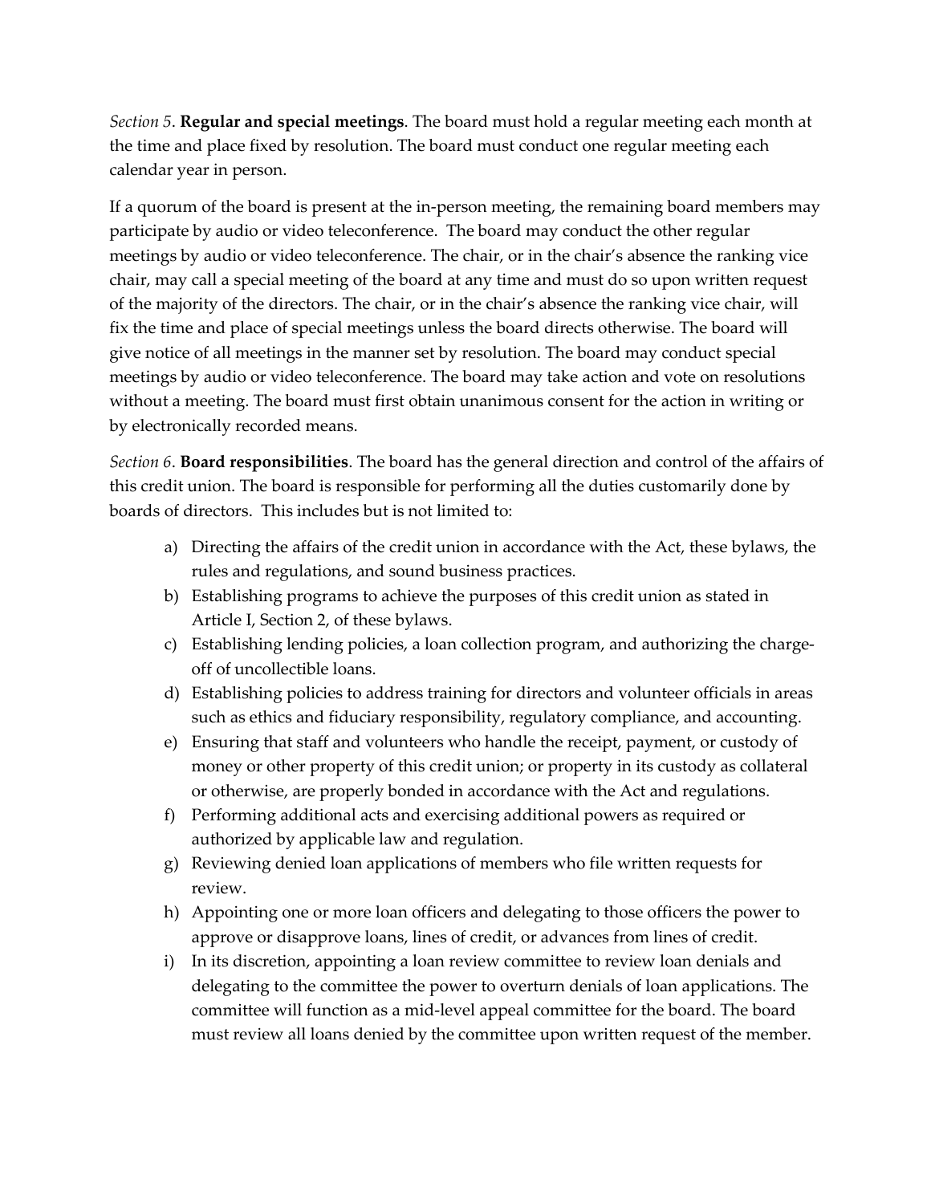*Section 5*. **Regular and special meetings**. The board must hold a regular meeting each month at the time and place fixed by resolution. The board must conduct one regular meeting each calendar year in person.

If a quorum of the board is present at the in-person meeting, the remaining board members may participate by audio or video teleconference. The board may conduct the other regular meetings by audio or video teleconference. The chair, or in the chair's absence the ranking vice chair, may call a special meeting of the board at any time and must do so upon written request of the majority of the directors. The chair, or in the chair's absence the ranking vice chair, will fix the time and place of special meetings unless the board directs otherwise. The board will give notice of all meetings in the manner set by resolution. The board may conduct special meetings by audio or video teleconference. The board may take action and vote on resolutions without a meeting. The board must first obtain unanimous consent for the action in writing or by electronically recorded means.

*Section 6*. **Board responsibilities**. The board has the general direction and control of the affairs of this credit union. The board is responsible for performing all the duties customarily done by boards of directors. This includes but is not limited to:

a) Directing the affairs of the credit union in accordance with the Act, these bylaws, the rules and regulations, and sound business practices.
b) Establishing programs to achieve the purposes of this credit union as stated in Article I, Section 2, of these bylaws.
c) Establishing lending policies, a loan collection program, and authorizing the charge-off of uncollectible loans.
d) Establishing policies to address training for directors and volunteer officials in areas such as ethics and fiduciary responsibility, regulatory compliance, and accounting.
e) Ensuring that staff and volunteers who handle the receipt, payment, or custody of money or other property of this credit union; or property in its custody as collateral or otherwise, are properly bonded in accordance with the Act and regulations.
f) Performing additional acts and exercising additional powers as required or authorized by applicable law and regulation.
g) Reviewing denied loan applications of members who file written requests for review.
h) Appointing one or more loan officers and delegating to those officers the power to approve or disapprove loans, lines of credit, or advances from lines of credit.
i) In its discretion, appointing a loan review committee to review loan denials and delegating to the committee the power to overturn denials of loan applications. The committee will function as a mid-level appeal committee for the board. The board must review all loans denied by the committee upon written request of the member.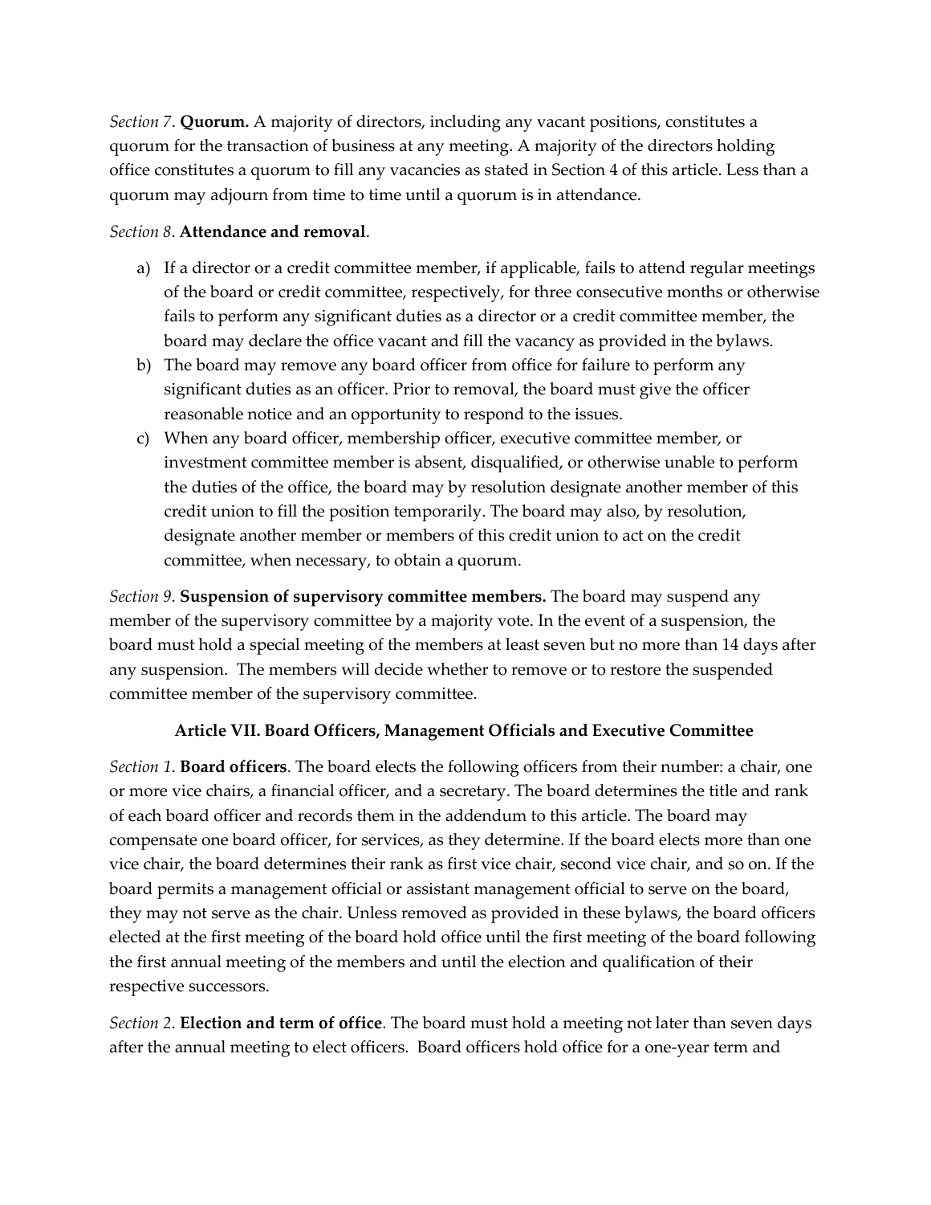*Section 7*. **Quorum.** A majority of directors, including any vacant positions, constitutes a quorum for the transaction of business at any meeting. A majority of the directors holding office constitutes a quorum to fill any vacancies as stated in Section 4 of this article. Less than a quorum may adjourn from time to time until a quorum is in attendance.

*Section 8*. **Attendance and removal**.

a) If a director or a credit committee member, if applicable, fails to attend regular meetings of the board or credit committee, respectively, for three consecutive months or otherwise fails to perform any significant duties as a director or a credit committee member, the board may declare the office vacant and fill the vacancy as provided in the bylaws.
b) The board may remove any board officer from office for failure to perform any significant duties as an officer. Prior to removal, the board must give the officer reasonable notice and an opportunity to respond to the issues.
c) When any board officer, membership officer, executive committee member, or investment committee member is absent, disqualified, or otherwise unable to perform the duties of the office, the board may by resolution designate another member of this credit union to fill the position temporarily. The board may also, by resolution, designate another member or members of this credit union to act on the credit committee, when necessary, to obtain a quorum.

*Section 9*. **Suspension of supervisory committee members.** The board may suspend any member of the supervisory committee by a majority vote. In the event of a suspension, the board must hold a special meeting of the members at least seven but no more than 14 days after any suspension. The members will decide whether to remove or to restore the suspended committee member of the supervisory committee.

## Article VII. Board Officers, Management Officials and Executive Committee

*Section 1*. **Board officers**. The board elects the following officers from their number: a chair, one or more vice chairs, a financial officer, and a secretary. The board determines the title and rank of each board officer and records them in the addendum to this article. The board may compensate one board officer, for services, as they determine. If the board elects more than one vice chair, the board determines their rank as first vice chair, second vice chair, and so on. If the board permits a management official or assistant management official to serve on the board, they may not serve as the chair. Unless removed as provided in these bylaws, the board officers elected at the first meeting of the board hold office until the first meeting of the board following the first annual meeting of the members and until the election and qualification of their respective successors.

*Section 2*. **Election and term of office**. The board must hold a meeting not later than seven days after the annual meeting to elect officers. Board officers hold office for a one-year term and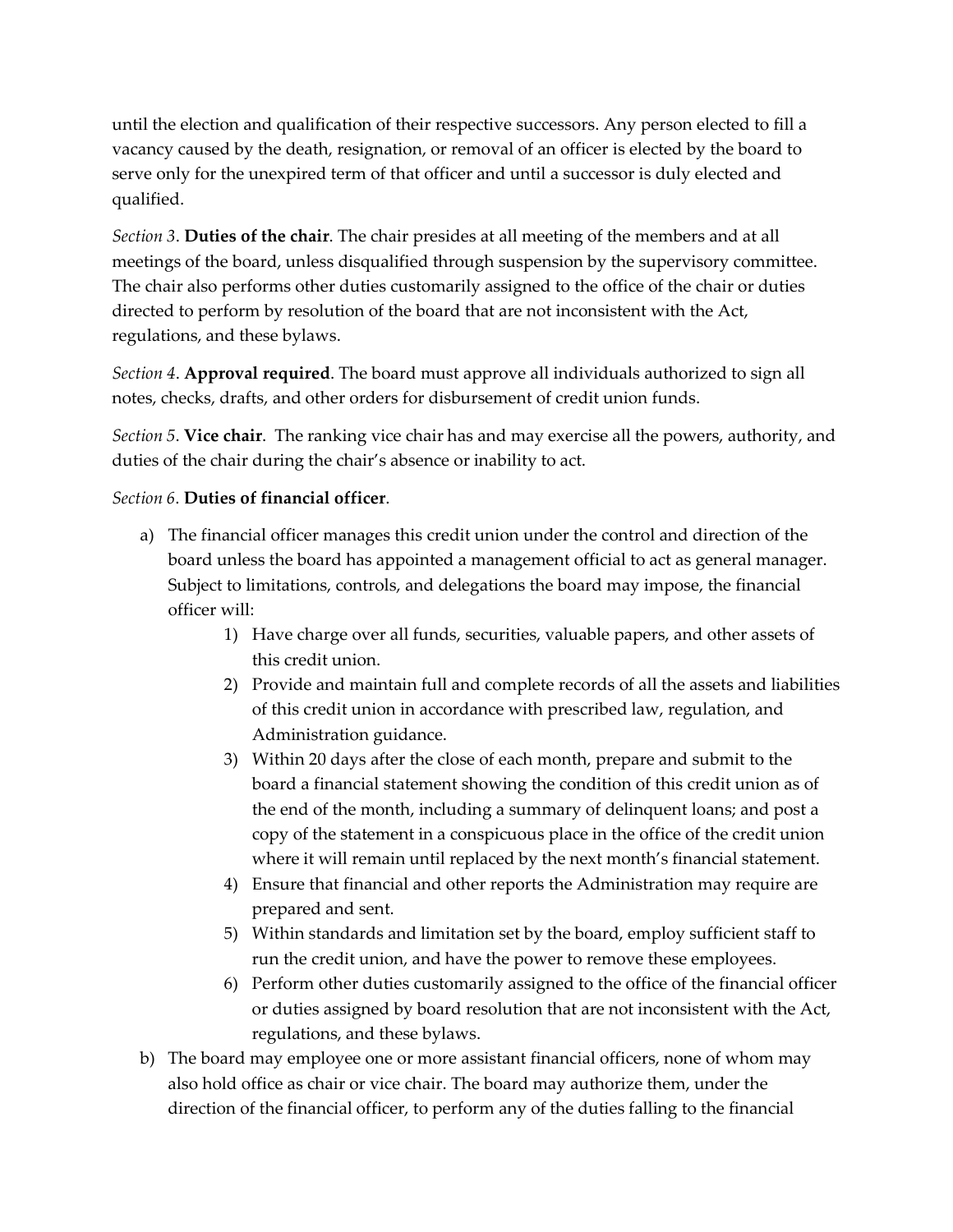until the election and qualification of their respective successors. Any person elected to fill a vacancy caused by the death, resignation, or removal of an officer is elected by the board to serve only for the unexpired term of that officer and until a successor is duly elected and qualified.

*Section 3*. **Duties of the chair**. The chair presides at all meeting of the members and at all meetings of the board, unless disqualified through suspension by the supervisory committee. The chair also performs other duties customarily assigned to the office of the chair or duties directed to perform by resolution of the board that are not inconsistent with the Act, regulations, and these bylaws.

*Section 4*. **Approval required**. The board must approve all individuals authorized to sign all notes, checks, drafts, and other orders for disbursement of credit union funds.

*Section 5*. **Vice chair**. The ranking vice chair has and may exercise all the powers, authority, and duties of the chair during the chair's absence or inability to act.

*Section 6*. **Duties of financial officer**.

a) The financial officer manages this credit union under the control and direction of the board unless the board has appointed a management official to act as general manager. Subject to limitations, controls, and delegations the board may impose, the financial officer will:
    1) Have charge over all funds, securities, valuable papers, and other assets of this credit union.
    2) Provide and maintain full and complete records of all the assets and liabilities of this credit union in accordance with prescribed law, regulation, and Administration guidance.
    3) Within 20 days after the close of each month, prepare and submit to the board a financial statement showing the condition of this credit union as of the end of the month, including a summary of delinquent loans; and post a copy of the statement in a conspicuous place in the office of the credit union where it will remain until replaced by the next month's financial statement.
    4) Ensure that financial and other reports the Administration may require are prepared and sent.
    5) Within standards and limitation set by the board, employ sufficient staff to run the credit union, and have the power to remove these employees.
    6) Perform other duties customarily assigned to the office of the financial officer or duties assigned by board resolution that are not inconsistent with the Act, regulations, and these bylaws.

b) The board may employee one or more assistant financial officers, none of whom may also hold office as chair or vice chair. The board may authorize them, under the direction of the financial officer, to perform any of the duties falling to the financial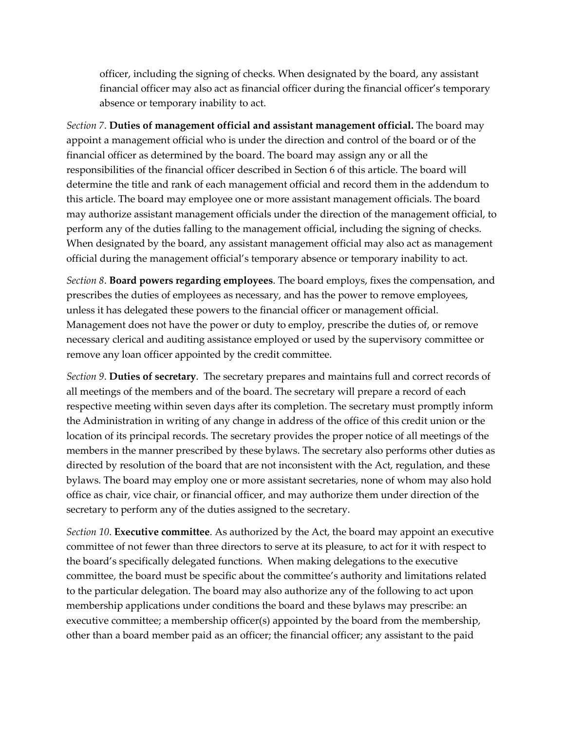officer, including the signing of checks. When designated by the board, any assistant financial officer may also act as financial officer during the financial officer's temporary absence or temporary inability to act.

*Section 7*. **Duties of management official and assistant management official.** The board may appoint a management official who is under the direction and control of the board or of the financial officer as determined by the board. The board may assign any or all the responsibilities of the financial officer described in Section 6 of this article. The board will determine the title and rank of each management official and record them in the addendum to this article. The board may employee one or more assistant management officials. The board may authorize assistant management officials under the direction of the management official, to perform any of the duties falling to the management official, including the signing of checks. When designated by the board, any assistant management official may also act as management official during the management official's temporary absence or temporary inability to act.

*Section 8*. **Board powers regarding employees**. The board employs, fixes the compensation, and prescribes the duties of employees as necessary, and has the power to remove employees, unless it has delegated these powers to the financial officer or management official. Management does not have the power or duty to employ, prescribe the duties of, or remove necessary clerical and auditing assistance employed or used by the supervisory committee or remove any loan officer appointed by the credit committee.

*Section 9*. **Duties of secretary**. The secretary prepares and maintains full and correct records of all meetings of the members and of the board. The secretary will prepare a record of each respective meeting within seven days after its completion. The secretary must promptly inform the Administration in writing of any change in address of the office of this credit union or the location of its principal records. The secretary provides the proper notice of all meetings of the members in the manner prescribed by these bylaws. The secretary also performs other duties as directed by resolution of the board that are not inconsistent with the Act, regulation, and these bylaws. The board may employ one or more assistant secretaries, none of whom may also hold office as chair, vice chair, or financial officer, and may authorize them under direction of the secretary to perform any of the duties assigned to the secretary.

*Section 10*. **Executive committee**. As authorized by the Act, the board may appoint an executive committee of not fewer than three directors to serve at its pleasure, to act for it with respect to the board's specifically delegated functions. When making delegations to the executive committee, the board must be specific about the committee's authority and limitations related to the particular delegation. The board may also authorize any of the following to act upon membership applications under conditions the board and these bylaws may prescribe: an executive committee; a membership officer(s) appointed by the board from the membership, other than a board member paid as an officer; the financial officer; any assistant to the paid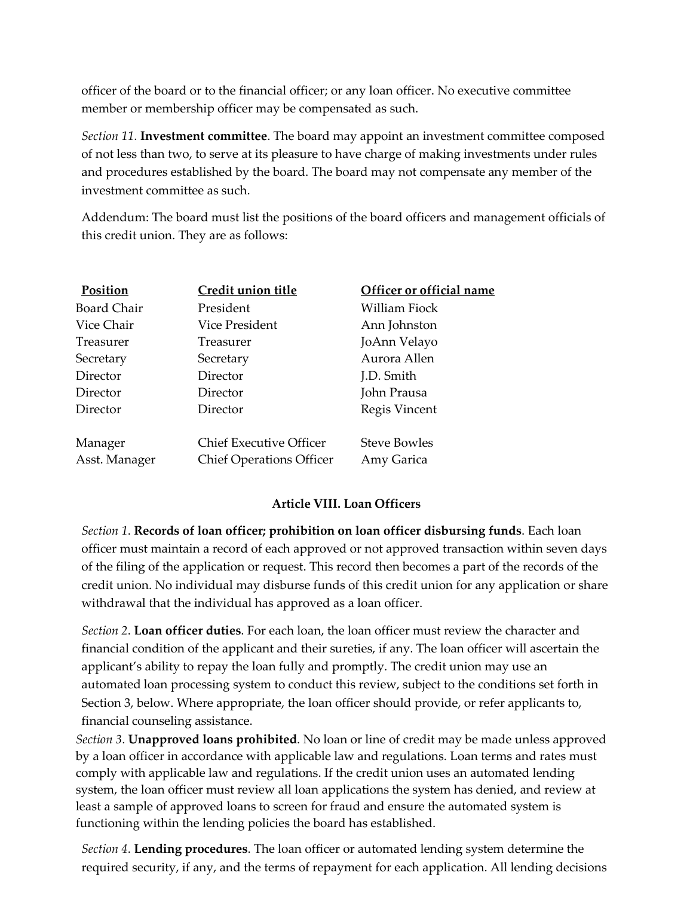officer of the board or to the financial officer; or any loan officer. No executive committee member or membership officer may be compensated as such.

*Section 11*. **Investment committee**. The board may appoint an investment committee composed of not less than two, to serve at its pleasure to have charge of making investments under rules and procedures established by the board. The board may not compensate any member of the investment committee as such.

Addendum: The board must list the positions of the board officers and management officials of this credit union. They are as follows:

| Position | Credit union title | Officer or official name |
|---|---|---|
| Board Chair | President | William Fiock |
| Vice Chair | Vice President | Ann Johnston |
| Treasurer | Treasurer | JoAnn Velayo |
| Secretary | Secretary | Aurora Allen |
| Director | Director | J.D. Smith |
| Director | Director | John Prausa |
| Director | Director | Regis Vincent |
| | | |
| Manager | Chief Executive Officer | Steve Bowles |
| Asst. Manager | Chief Operations Officer | Amy Garica |

## Article VIII. Loan Officers

*Section 1*. **Records of loan officer; prohibition on loan officer disbursing funds**. Each loan officer must maintain a record of each approved or not approved transaction within seven days of the filing of the application or request. This record then becomes a part of the records of the credit union. No individual may disburse funds of this credit union for any application or share withdrawal that the individual has approved as a loan officer.

*Section 2*. **Loan officer duties**. For each loan, the loan officer must review the character and financial condition of the applicant and their sureties, if any. The loan officer will ascertain the applicant's ability to repay the loan fully and promptly. The credit union may use an automated loan processing system to conduct this review, subject to the conditions set forth in Section 3, below. Where appropriate, the loan officer should provide, or refer applicants to, financial counseling assistance.

*Section 3*. **Unapproved loans prohibited**. No loan or line of credit may be made unless approved by a loan officer in accordance with applicable law and regulations. Loan terms and rates must comply with applicable law and regulations. If the credit union uses an automated lending system, the loan officer must review all loan applications the system has denied, and review at least a sample of approved loans to screen for fraud and ensure the automated system is functioning within the lending policies the board has established.

*Section 4*. **Lending procedures**. The loan officer or automated lending system determine the required security, if any, and the terms of repayment for each application. All lending decisions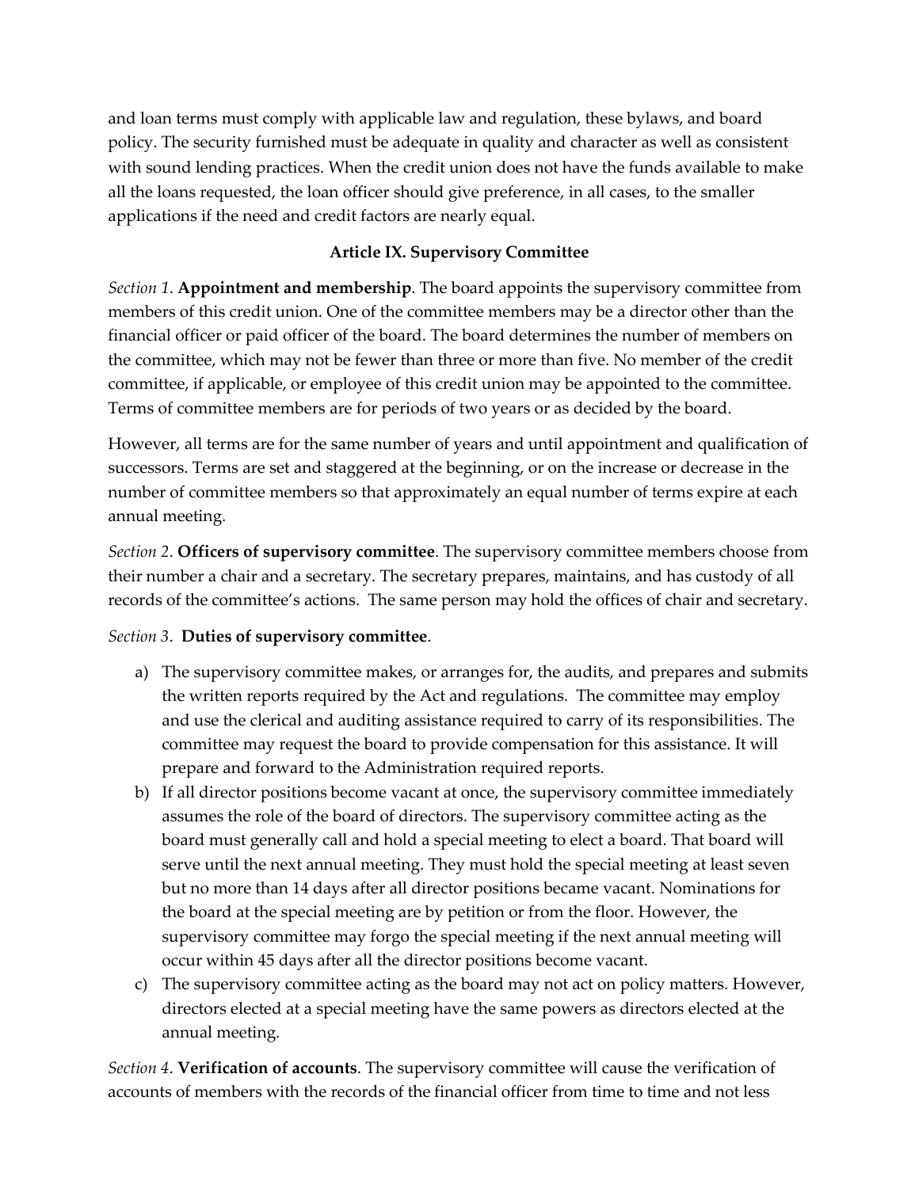and loan terms must comply with applicable law and regulation, these bylaws, and board policy. The security furnished must be adequate in quality and character as well as consistent with sound lending practices. When the credit union does not have the funds available to make all the loans requested, the loan officer should give preference, in all cases, to the smaller applications if the need and credit factors are nearly equal.

## Article IX. Supervisory Committee

*Section 1*. **Appointment and membership**. The board appoints the supervisory committee from members of this credit union. One of the committee members may be a director other than the financial officer or paid officer of the board. The board determines the number of members on the committee, which may not be fewer than three or more than five. No member of the credit committee, if applicable, or employee of this credit union may be appointed to the committee. Terms of committee members are for periods of two years or as decided by the board.

However, all terms are for the same number of years and until appointment and qualification of successors. Terms are set and staggered at the beginning, or on the increase or decrease in the number of committee members so that approximately an equal number of terms expire at each annual meeting.

*Section 2*. **Officers of supervisory committee**. The supervisory committee members choose from their number a chair and a secretary. The secretary prepares, maintains, and has custody of all records of the committee's actions. The same person may hold the offices of chair and secretary.

*Section 3*. **Duties of supervisory committee**.

a) The supervisory committee makes, or arranges for, the audits, and prepares and submits the written reports required by the Act and regulations. The committee may employ and use the clerical and auditing assistance required to carry of its responsibilities. The committee may request the board to provide compensation for this assistance. It will prepare and forward to the Administration required reports.
b) If all director positions become vacant at once, the supervisory committee immediately assumes the role of the board of directors. The supervisory committee acting as the board must generally call and hold a special meeting to elect a board. That board will serve until the next annual meeting. They must hold the special meeting at least seven but no more than 14 days after all director positions became vacant. Nominations for the board at the special meeting are by petition or from the floor. However, the supervisory committee may forgo the special meeting if the next annual meeting will occur within 45 days after all the director positions become vacant.
c) The supervisory committee acting as the board may not act on policy matters. However, directors elected at a special meeting have the same powers as directors elected at the annual meeting.

*Section 4*. **Verification of accounts**. The supervisory committee will cause the verification of accounts of members with the records of the financial officer from time to time and not less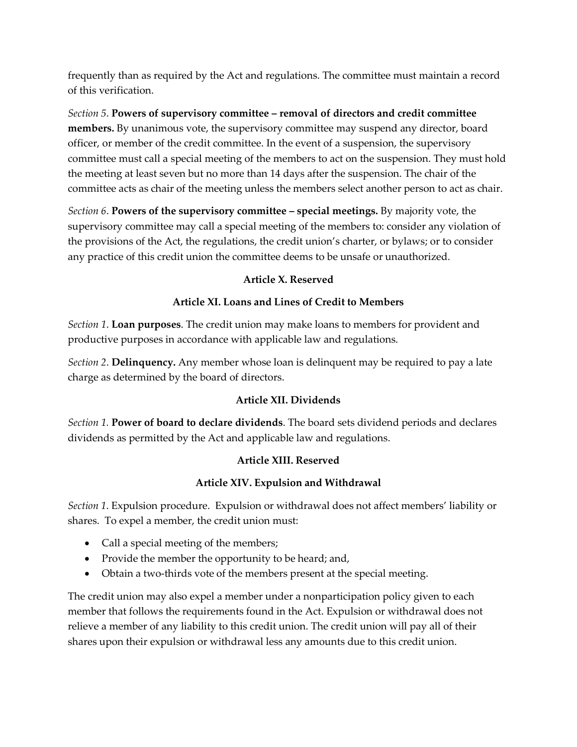frequently than as required by the Act and regulations. The committee must maintain a record of this verification.

*Section 5*. **Powers of supervisory committee – removal of directors and credit committee members.** By unanimous vote, the supervisory committee may suspend any director, board officer, or member of the credit committee. In the event of a suspension, the supervisory committee must call a special meeting of the members to act on the suspension. They must hold the meeting at least seven but no more than 14 days after the suspension. The chair of the committee acts as chair of the meeting unless the members select another person to act as chair.

*Section 6*. **Powers of the supervisory committee – special meetings.** By majority vote, the supervisory committee may call a special meeting of the members to: consider any violation of the provisions of the Act, the regulations, the credit union's charter, or bylaws; or to consider any practice of this credit union the committee deems to be unsafe or unauthorized.

## Article X. Reserved

## Article XI. Loans and Lines of Credit to Members

*Section 1*. **Loan purposes**. The credit union may make loans to members for provident and productive purposes in accordance with applicable law and regulations.

*Section 2*. **Delinquency.** Any member whose loan is delinquent may be required to pay a late charge as determined by the board of directors.

## Article XII. Dividends

*Section 1.* **Power of board to declare dividends**. The board sets dividend periods and declares dividends as permitted by the Act and applicable law and regulations.

## Article XIII. Reserved

## Article XIV. Expulsion and Withdrawal

*Section 1*. Expulsion procedure. Expulsion or withdrawal does not affect members' liability or shares. To expel a member, the credit union must:

- Call a special meeting of the members;
- Provide the member the opportunity to be heard; and,
- Obtain a two-thirds vote of the members present at the special meeting.

The credit union may also expel a member under a nonparticipation policy given to each member that follows the requirements found in the Act. Expulsion or withdrawal does not relieve a member of any liability to this credit union. The credit union will pay all of their shares upon their expulsion or withdrawal less any amounts due to this credit union.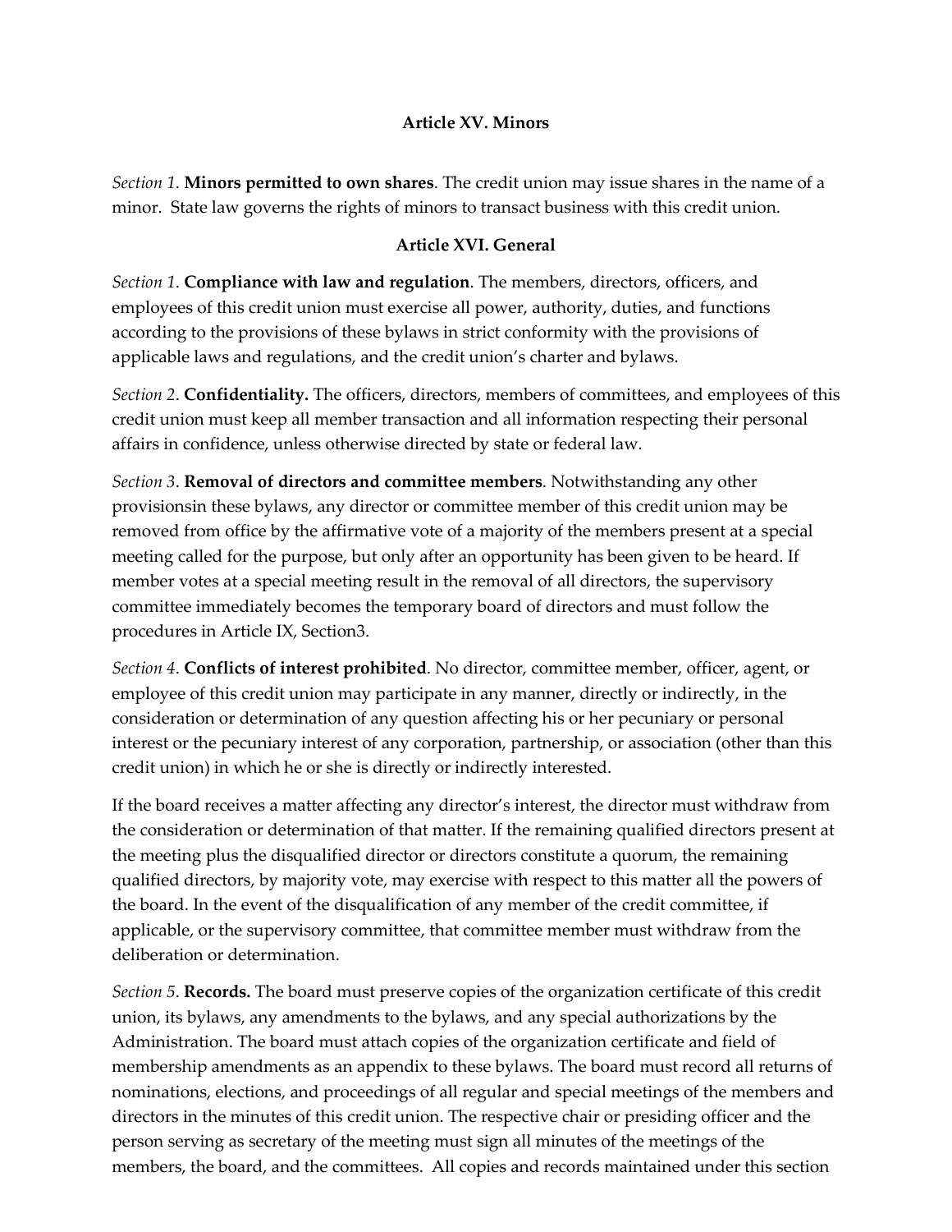**Article XV. Minors**

*Section 1*. **Minors permitted to own shares**. The credit union may issue shares in the name of a minor. State law governs the rights of minors to transact business with this credit union.

**Article XVI. General**

*Section 1*. **Compliance with law and regulation**. The members, directors, officers, and employees of this credit union must exercise all power, authority, duties, and functions according to the provisions of these bylaws in strict conformity with the provisions of applicable laws and regulations, and the credit union's charter and bylaws.

*Section 2*. **Confidentiality.** The officers, directors, members of committees, and employees of this credit union must keep all member transaction and all information respecting their personal affairs in confidence, unless otherwise directed by state or federal law.

*Section 3*. **Removal of directors and committee members**. Notwithstanding any other provisionsin these bylaws, any director or committee member of this credit union may be removed from office by the affirmative vote of a majority of the members present at a special meeting called for the purpose, but only after an opportunity has been given to be heard. If member votes at a special meeting result in the removal of all directors, the supervisory committee immediately becomes the temporary board of directors and must follow the procedures in Article IX, Section3.

*Section 4*. **Conflicts of interest prohibited**. No director, committee member, officer, agent, or employee of this credit union may participate in any manner, directly or indirectly, in the consideration or determination of any question affecting his or her pecuniary or personal interest or the pecuniary interest of any corporation, partnership, or association (other than this credit union) in which he or she is directly or indirectly interested.

If the board receives a matter affecting any director's interest, the director must withdraw from the consideration or determination of that matter. If the remaining qualified directors present at the meeting plus the disqualified director or directors constitute a quorum, the remaining qualified directors, by majority vote, may exercise with respect to this matter all the powers of the board. In the event of the disqualification of any member of the credit committee, if applicable, or the supervisory committee, that committee member must withdraw from the deliberation or determination.

*Section 5*. **Records.** The board must preserve copies of the organization certificate of this credit union, its bylaws, any amendments to the bylaws, and any special authorizations by the Administration. The board must attach copies of the organization certificate and field of membership amendments as an appendix to these bylaws. The board must record all returns of nominations, elections, and proceedings of all regular and special meetings of the members and directors in the minutes of this credit union. The respective chair or presiding officer and the person serving as secretary of the meeting must sign all minutes of the meetings of the members, the board, and the committees. All copies and records maintained under this section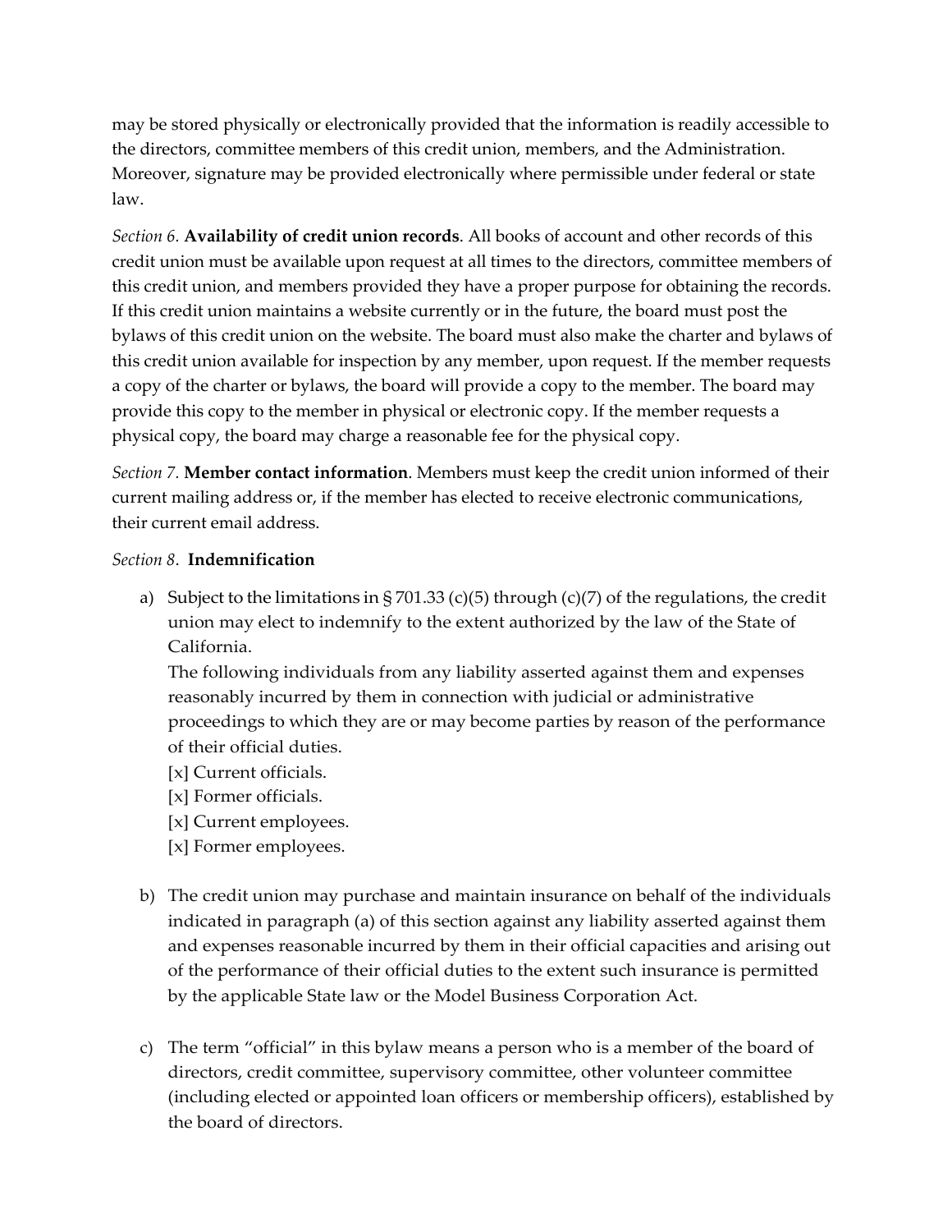may be stored physically or electronically provided that the information is readily accessible to the directors, committee members of this credit union, members, and the Administration. Moreover, signature may be provided electronically where permissible under federal or state law.

*Section 6.* **Availability of credit union records**. All books of account and other records of this credit union must be available upon request at all times to the directors, committee members of this credit union, and members provided they have a proper purpose for obtaining the records. If this credit union maintains a website currently or in the future, the board must post the bylaws of this credit union on the website. The board must also make the charter and bylaws of this credit union available for inspection by any member, upon request. If the member requests a copy of the charter or bylaws, the board will provide a copy to the member. The board may provide this copy to the member in physical or electronic copy. If the member requests a physical copy, the board may charge a reasonable fee for the physical copy.

*Section 7.* **Member contact information**. Members must keep the credit union informed of their current mailing address or, if the member has elected to receive electronic communications, their current email address.

*Section 8*. **Indemnification**

a) Subject to the limitations in § 701.33 (c)(5) through (c)(7) of the regulations, the credit union may elect to indemnify to the extent authorized by the law of the State of California.
   The following individuals from any liability asserted against them and expenses reasonably incurred by them in connection with judicial or administrative proceedings to which they are or may become parties by reason of the performance of their official duties.
   [x] Current officials.
   [x] Former officials.
   [x] Current employees.
   [x] Former employees.

b) The credit union may purchase and maintain insurance on behalf of the individuals indicated in paragraph (a) of this section against any liability asserted against them and expenses reasonable incurred by them in their official capacities and arising out of the performance of their official duties to the extent such insurance is permitted by the applicable State law or the Model Business Corporation Act.

c) The term "official" in this bylaw means a person who is a member of the board of directors, credit committee, supervisory committee, other volunteer committee (including elected or appointed loan officers or membership officers), established by the board of directors.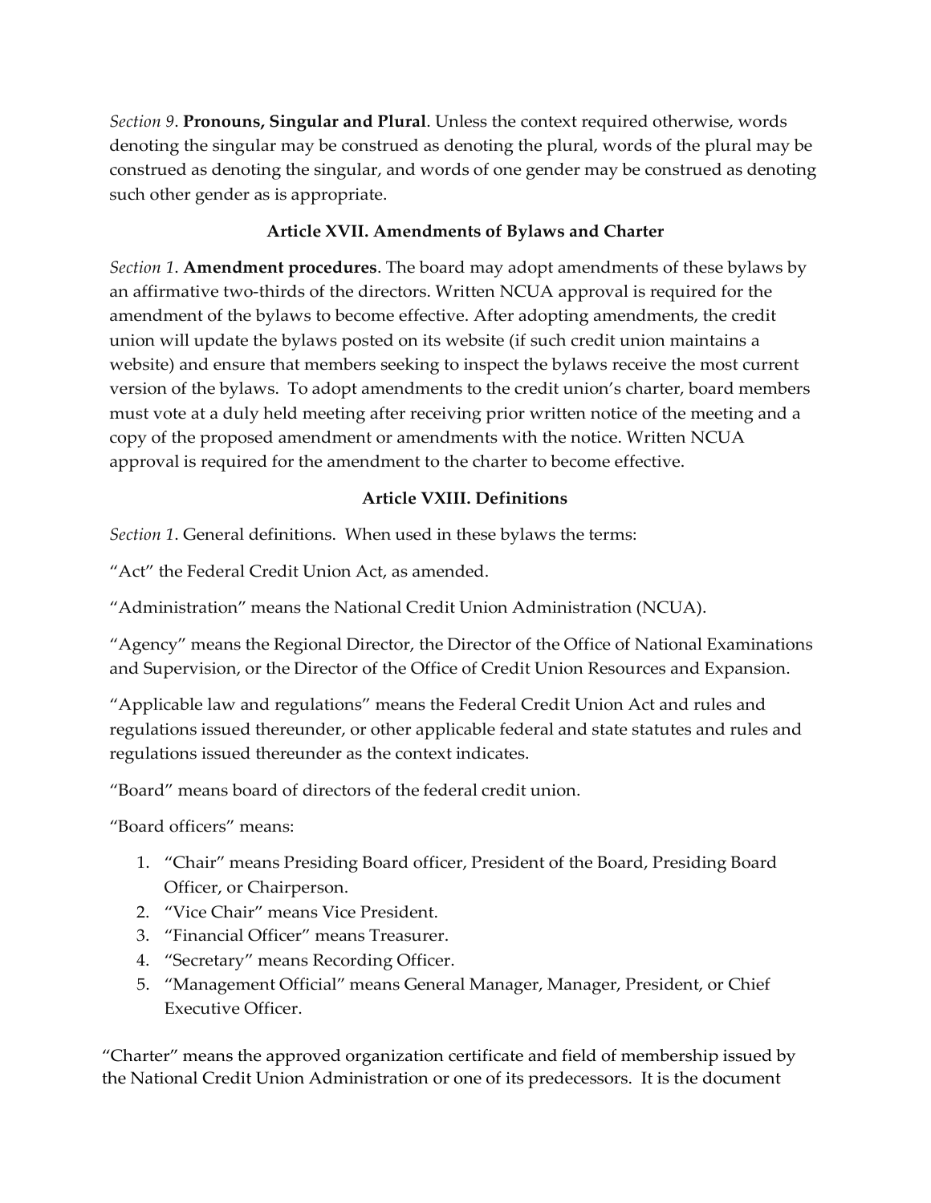*Section 9*. **Pronouns, Singular and Plural**. Unless the context required otherwise, words denoting the singular may be construed as denoting the plural, words of the plural may be construed as denoting the singular, and words of one gender may be construed as denoting such other gender as is appropriate.

### Article XVII. Amendments of Bylaws and Charter

*Section 1*. **Amendment procedures**. The board may adopt amendments of these bylaws by an affirmative two-thirds of the directors. Written NCUA approval is required for the amendment of the bylaws to become effective. After adopting amendments, the credit union will update the bylaws posted on its website (if such credit union maintains a website) and ensure that members seeking to inspect the bylaws receive the most current version of the bylaws. To adopt amendments to the credit union's charter, board members must vote at a duly held meeting after receiving prior written notice of the meeting and a copy of the proposed amendment or amendments with the notice. Written NCUA approval is required for the amendment to the charter to become effective.

### Article VXIII. Definitions

*Section 1*. General definitions. When used in these bylaws the terms:

"Act" the Federal Credit Union Act, as amended.

"Administration" means the National Credit Union Administration (NCUA).

"Agency" means the Regional Director, the Director of the Office of National Examinations and Supervision, or the Director of the Office of Credit Union Resources and Expansion.

"Applicable law and regulations" means the Federal Credit Union Act and rules and regulations issued thereunder, or other applicable federal and state statutes and rules and regulations issued thereunder as the context indicates.

"Board" means board of directors of the federal credit union.

"Board officers" means:

1. "Chair" means Presiding Board officer, President of the Board, Presiding Board Officer, or Chairperson.
2. "Vice Chair" means Vice President.
3. "Financial Officer" means Treasurer.
4. "Secretary" means Recording Officer.
5. "Management Official" means General Manager, Manager, President, or Chief Executive Officer.

"Charter" means the approved organization certificate and field of membership issued by the National Credit Union Administration or one of its predecessors. It is the document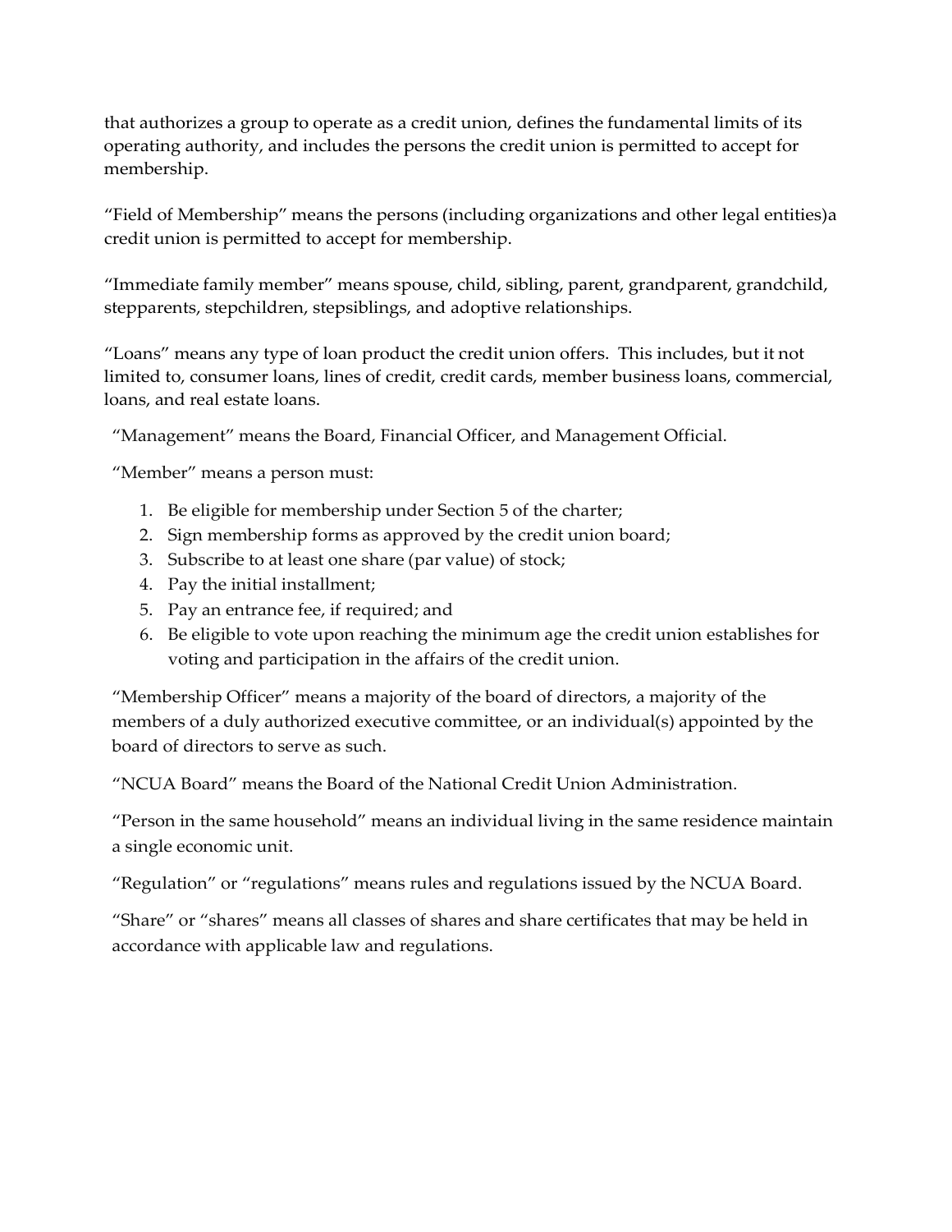that authorizes a group to operate as a credit union, defines the fundamental limits of its operating authority, and includes the persons the credit union is permitted to accept for membership.

"Field of Membership" means the persons (including organizations and other legal entities)a credit union is permitted to accept for membership.

"Immediate family member" means spouse, child, sibling, parent, grandparent, grandchild, stepparents, stepchildren, stepsiblings, and adoptive relationships.

"Loans" means any type of loan product the credit union offers. This includes, but it not limited to, consumer loans, lines of credit, credit cards, member business loans, commercial, loans, and real estate loans.

"Management" means the Board, Financial Officer, and Management Official.

"Member" means a person must:

1. Be eligible for membership under Section 5 of the charter;
2. Sign membership forms as approved by the credit union board;
3. Subscribe to at least one share (par value) of stock;
4. Pay the initial installment;
5. Pay an entrance fee, if required; and
6. Be eligible to vote upon reaching the minimum age the credit union establishes for voting and participation in the affairs of the credit union.

"Membership Officer" means a majority of the board of directors, a majority of the members of a duly authorized executive committee, or an individual(s) appointed by the board of directors to serve as such.

"NCUA Board" means the Board of the National Credit Union Administration.

"Person in the same household" means an individual living in the same residence maintain a single economic unit.

"Regulation" or "regulations" means rules and regulations issued by the NCUA Board.

"Share" or "shares" means all classes of shares and share certificates that may be held in accordance with applicable law and regulations.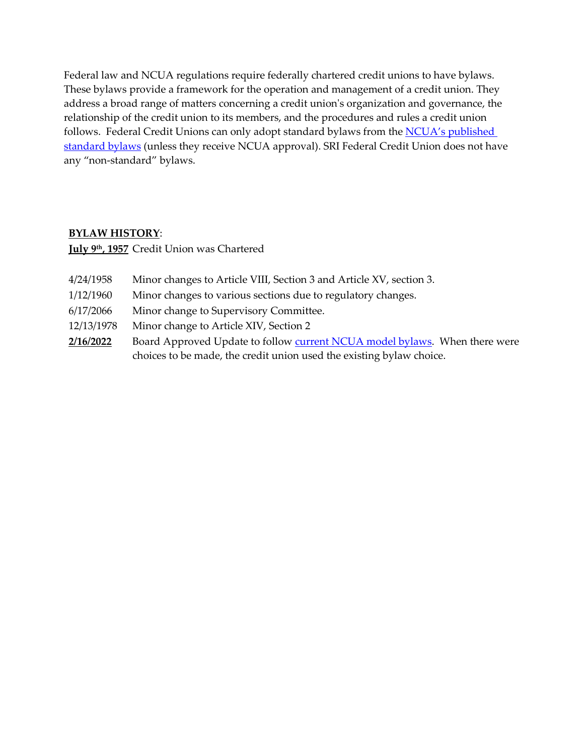Federal law and NCUA regulations require federally chartered credit unions to have bylaws. These bylaws provide a framework for the operation and management of a credit union. They address a broad range of matters concerning a credit union's organization and governance, the relationship of the credit union to its members, and the procedures and rules a credit union follows. Federal Credit Unions can only adopt standard bylaws from the [NCUA's published standard bylaws] (unless they receive NCUA approval). SRI Federal Credit Union does not have any "non-standard" bylaws.

**BYLAW HISTORY**:

**July 9th, 1957** Credit Union was Chartered

| | |
|---|---|
| 4/24/1958 | Minor changes to Article VIII, Section 3 and Article XV, section 3. |
| 1/12/1960 | Minor changes to various sections due to regulatory changes. |
| 6/17/2066 | Minor change to Supervisory Committee. |
| 12/13/1978 | Minor change to Article XIV, Section 2 |
| **2/16/2022** | Board Approved Update to follow current NCUA model bylaws. When there were choices to be made, the credit union used the existing bylaw choice. |